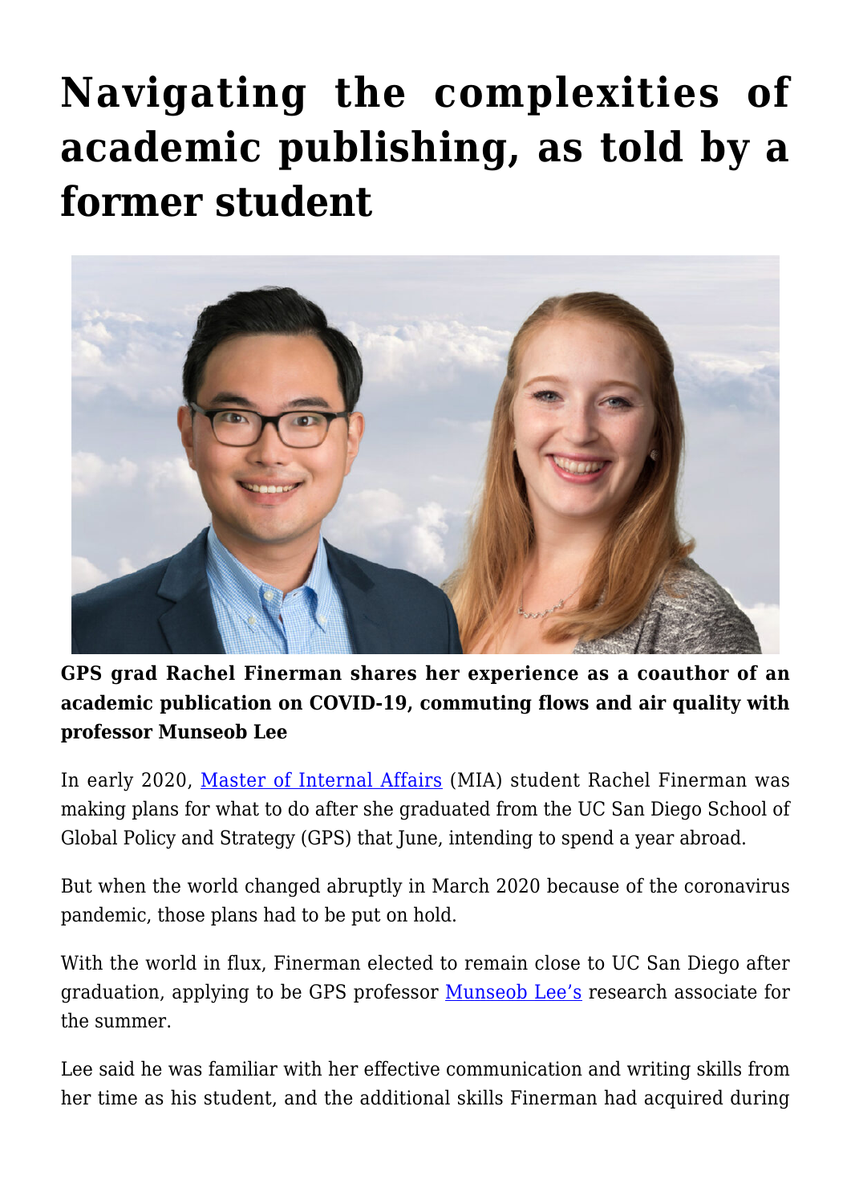# Navigating the complexities of academic publishing, as told by a former student

**GPS grad Rachel Finerman shares her experience as a coauthor of an academic publication on COVID-19, commuting flows and air quality with professor Munseob Lee**

In early 2020, Master of Internal Affairs (MIA) student Rachel Finerman was making plans for what to do after she graduated from the UC San Diego School of Global Policy and Strategy (GPS) that June, intending to spend a year abroad.

But when the world changed abruptly in March 2020 because of the coronavirus pandemic, those plans had to be put on hold.

With the world in flux, Finerman elected to remain close to UC San Diego after graduation, applying to be GPS professor Munseob Lee's research associate for the summer.

Lee said he was familiar with her effective communication and writing skills from her time as his student, and the additional skills Finerman had acquired during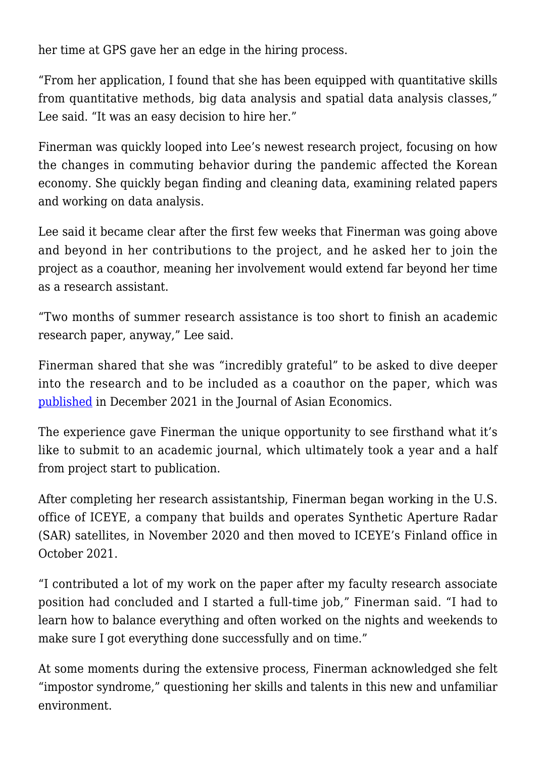her time at GPS gave her an edge in the hiring process.

“From her application, I found that she has been equipped with quantitative skills from quantitative methods, big data analysis and spatial data analysis classes,” Lee said. “It was an easy decision to hire her.”

Finerman was quickly looped into Lee’s newest research project, focusing on how the changes in commuting behavior during the pandemic affected the Korean economy. She quickly began finding and cleaning data, examining related papers and working on data analysis.

Lee said it became clear after the first few weeks that Finerman was going above and beyond in her contributions to the project, and he asked her to join the project as a coauthor, meaning her involvement would extend far beyond her time as a research assistant.

“Two months of summer research assistance is too short to finish an academic research paper, anyway,” Lee said.

Finerman shared that she was “incredibly grateful” to be asked to dive deeper into the research and to be included as a coauthor on the paper, which was published in December 2021 in the Journal of Asian Economics.

The experience gave Finerman the unique opportunity to see firsthand what it’s like to submit to an academic journal, which ultimately took a year and a half from project start to publication.

After completing her research assistantship, Finerman began working in the U.S. office of ICEYE, a company that builds and operates Synthetic Aperture Radar (SAR) satellites, in November 2020 and then moved to ICEYE’s Finland office in October 2021.

“I contributed a lot of my work on the paper after my faculty research associate position had concluded and I started a full-time job,” Finerman said. “I had to learn how to balance everything and often worked on the nights and weekends to make sure I got everything done successfully and on time.”

At some moments during the extensive process, Finerman acknowledged she felt “impostor syndrome,” questioning her skills and talents in this new and unfamiliar environment.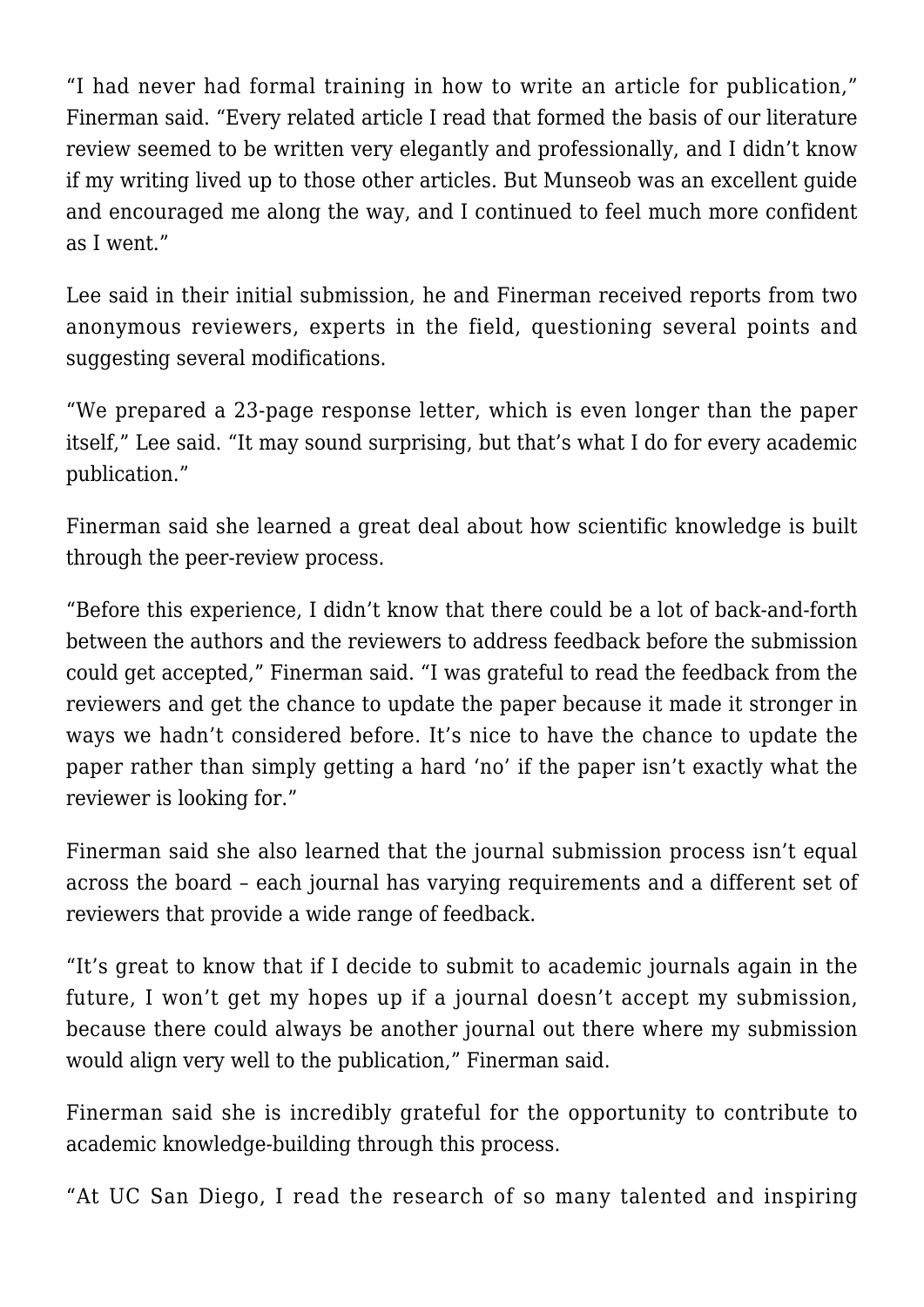"I had never had formal training in how to write an article for publication," Finerman said. "Every related article I read that formed the basis of our literature review seemed to be written very elegantly and professionally, and I didn't know if my writing lived up to those other articles. But Munseob was an excellent guide and encouraged me along the way, and I continued to feel much more confident as I went."

Lee said in their initial submission, he and Finerman received reports from two anonymous reviewers, experts in the field, questioning several points and suggesting several modifications.

"We prepared a 23-page response letter, which is even longer than the paper itself," Lee said. "It may sound surprising, but that's what I do for every academic publication."

Finerman said she learned a great deal about how scientific knowledge is built through the peer-review process.

"Before this experience, I didn't know that there could be a lot of back-and-forth between the authors and the reviewers to address feedback before the submission could get accepted," Finerman said. "I was grateful to read the feedback from the reviewers and get the chance to update the paper because it made it stronger in ways we hadn't considered before. It's nice to have the chance to update the paper rather than simply getting a hard 'no' if the paper isn't exactly what the reviewer is looking for."

Finerman said she also learned that the journal submission process isn't equal across the board – each journal has varying requirements and a different set of reviewers that provide a wide range of feedback.

"It's great to know that if I decide to submit to academic journals again in the future, I won't get my hopes up if a journal doesn't accept my submission, because there could always be another journal out there where my submission would align very well to the publication," Finerman said.

Finerman said she is incredibly grateful for the opportunity to contribute to academic knowledge-building through this process.

"At UC San Diego, I read the research of so many talented and inspiring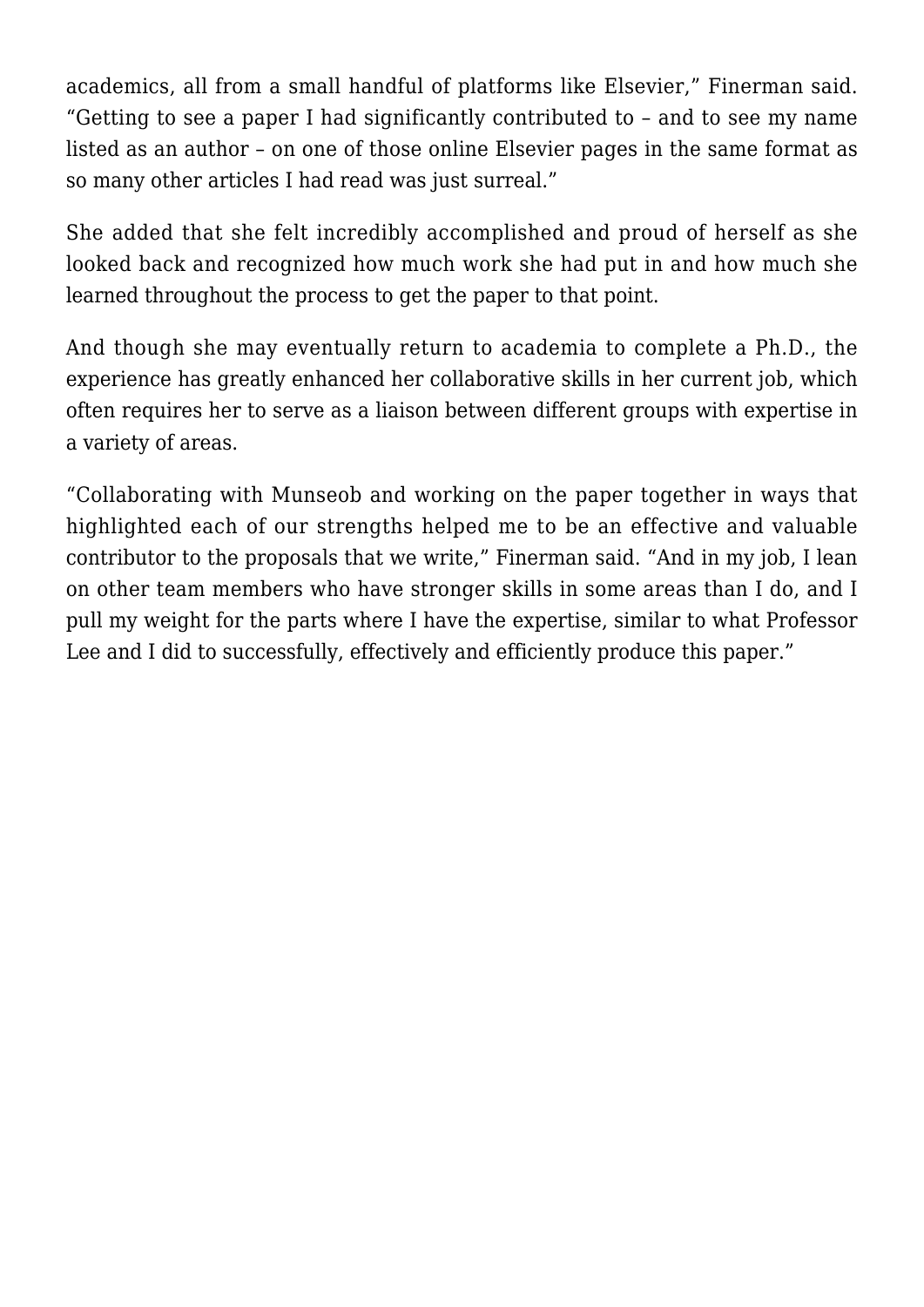academics, all from a small handful of platforms like Elsevier," Finerman said. "Getting to see a paper I had significantly contributed to – and to see my name listed as an author – on one of those online Elsevier pages in the same format as so many other articles I had read was just surreal."

She added that she felt incredibly accomplished and proud of herself as she looked back and recognized how much work she had put in and how much she learned throughout the process to get the paper to that point.

And though she may eventually return to academia to complete a Ph.D., the experience has greatly enhanced her collaborative skills in her current job, which often requires her to serve as a liaison between different groups with expertise in a variety of areas.

"Collaborating with Munseob and working on the paper together in ways that highlighted each of our strengths helped me to be an effective and valuable contributor to the proposals that we write," Finerman said. "And in my job, I lean on other team members who have stronger skills in some areas than I do, and I pull my weight for the parts where I have the expertise, similar to what Professor Lee and I did to successfully, effectively and efficiently produce this paper."